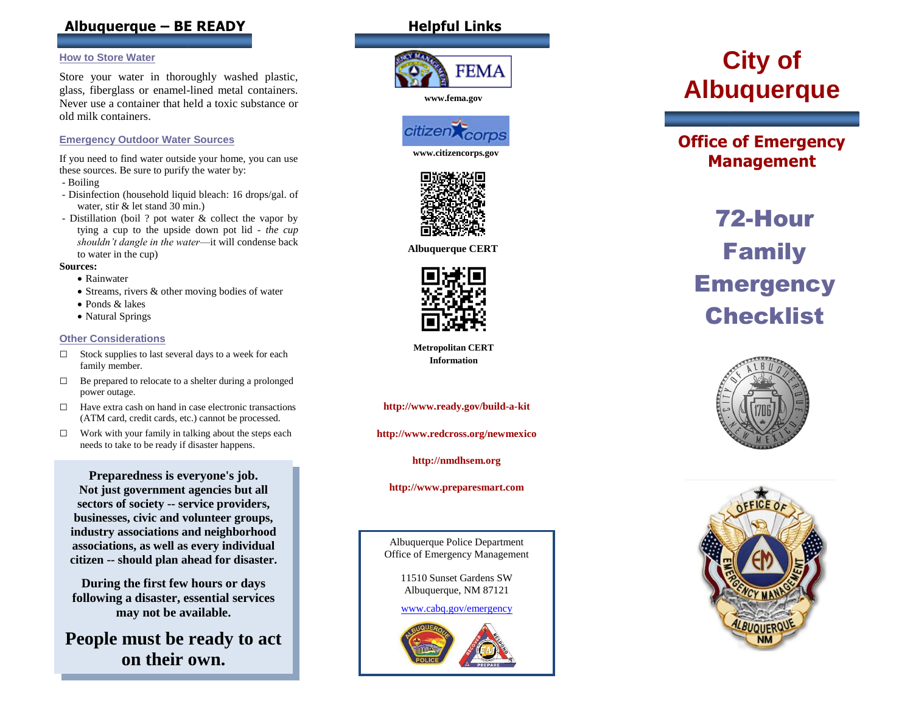## Albuquerque – BE READY

### How to Store Water

Store your water in thoroughly washed plastic, glass, fiberglass or enamel-lined metal containers. Never use a container that held a toxic substance or old milk containers.

### Emergency Outdoor Water Sources

If you need to find water outside your home, you can use these sources. Be sure to purify the water by:

- Boiling
- Disinfection (household liquid bleach: 16 drops/gal. of water, stir & let stand 30 min.)
- Distillation (boil ? pot water & collect the vapor by tying a cup to the upside down pot lid - *the cup shouldn't dangle in the water*—it will condense back to water in the cup)

**Sources:**

- Rainwater
- Streams, rivers & other moving bodies of water
- Ponds & lakes
- Natural Springs

### Other Considerations

- ☐ Stock supplies to last several days to a week for each family member.
- ☐ Be prepared to relocate to a shelter during a prolonged power outage.
- ☐ Have extra cash on hand in case electronic transactions (ATM card, credit cards, etc.) cannot be processed.
- ☐ Work with your family in talking about the steps each needs to take to be ready if disaster happens.

**Preparedness is everyone's job. Not just government agencies but all sectors of society -- service providers, businesses, civic and volunteer groups, industry associations and neighborhood associations, as well as every individual citizen -- should plan ahead for disaster.**

**During the first few hours or days following a disaster, essential services may not be available.**

**People must be ready to act on their own.**

## Helpful Links

FEMA

**www.fema.gov**

citizen corps

**www.citizencorps.gov**

**Albuquerque CERT**

**Metropolitan CERT Information**

**http://www.ready.gov/build-a-kit**

**http://www.redcross.org/newmexico**

**http://nmdhsem.org**

**http://www.preparesmart.com**

Albuquerque Police Department
Office of Emergency Management

11510 Sunset Gardens SW
Albuquerque, NM 87121

www.cabq.gov/emergency

# City of Albuquerque

## Office of Emergency Management

# 72-Hour Family Emergency Checklist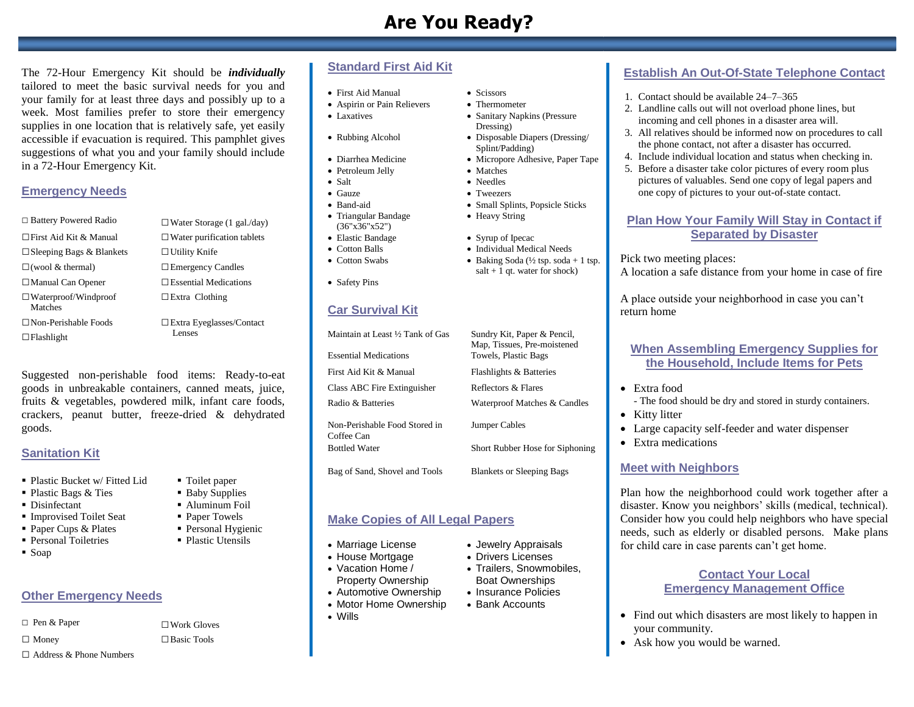# Are You Ready?

The 72-Hour Emergency Kit should be ***individually*** tailored to meet the basic survival needs for you and your family for at least three days and possibly up to a week. Most families prefer to store their emergency supplies in one location that is relatively safe, yet easily accessible if evacuation is required. This pamphlet gives suggestions of what you and your family should include in a 72-Hour Emergency Kit.

## Emergency Needs

- ☐ Battery Powered Radio
- ☐ First Aid Kit & Manual
- ☐ Sleeping Bags & Blankets
- ☐ (wool & thermal)
- ☐ Manual Can Opener
- ☐ Waterproof/Windproof Matches
- ☐ Non-Perishable Foods
- ☐ Flashlight
- ☐ Water Storage (1 gal./day)
- ☐ Water purification tablets
- ☐ Utility Knife
- ☐ Emergency Candles
- ☐ Essential Medications
- ☐ Extra Clothing
- ☐ Extra Eyeglasses/Contact Lenses

Suggested non-perishable food items: Ready-to-eat goods in unbreakable containers, canned meats, juice, fruits & vegetables, powdered milk, infant care foods, crackers, peanut butter, freeze-dried & dehydrated goods.

## Sanitation Kit

- Plastic Bucket w/ Fitted Lid
- Plastic Bags & Ties
- Disinfectant
- Improvised Toilet Seat
- Paper Cups & Plates
- Personal Toiletries
- Soap
- Toilet paper
- Baby Supplies
- Aluminum Foil
- Paper Towels
- Personal Hygienic
- Plastic Utensils

## Other Emergency Needs

- ☐ Pen & Paper
- ☐ Money
- ☐ Address & Phone Numbers
- ☐ Work Gloves
- ☐ Basic Tools

## Standard First Aid Kit

- First Aid Manual
- Aspirin or Pain Relievers
- Laxatives
- Rubbing Alcohol
- Diarrhea Medicine
- Petroleum Jelly
- Salt
- Gauze
- Band-aid
- Triangular Bandage (36"x36"x52")
- Elastic Bandage
- Cotton Balls
- Cotton Swabs
- Safety Pins
- Scissors
- Thermometer
- Sanitary Napkins (Pressure Dressing)
- Disposable Diapers (Dressing/ Splint/Padding)
- Micropore Adhesive, Paper Tape
- Matches
- Needles
- Tweezers
- Small Splints, Popsicle Sticks
- Heavy String
- Syrup of Ipecac
- Individual Medical Needs
- Baking Soda (½ tsp. soda + 1 tsp. salt + 1 qt. water for shock)

## Car Survival Kit

- Maintain at Least ½ Tank of Gas
- Essential Medications
- First Aid Kit & Manual
- Class ABC Fire Extinguisher
- Radio & Batteries
- Non-Perishable Food Stored in Coffee Can
- Bottled Water
- Bag of Sand, Shovel and Tools
- Sundry Kit, Paper & Pencil, Map, Tissues, Pre-moistened Towels, Plastic Bags
- Flashlights & Batteries
- Reflectors & Flares
- Waterproof Matches & Candles
- Jumper Cables
- Short Rubber Hose for Siphoning
- Blankets or Sleeping Bags

## Make Copies of All Legal Papers

- Marriage License
- House Mortgage
- Vacation Home / Property Ownership
- Automotive Ownership
- Motor Home Ownership
- Wills
- Jewelry Appraisals
- Drivers Licenses
- Trailers, Snowmobiles, Boat Ownerships
- Insurance Policies
- Bank Accounts

## Establish An Out-Of-State Telephone Contact

1. Contact should be available 24–7–365
2. Landline calls out will not overload phone lines, but incoming and cell phones in a disaster area will.
3. All relatives should be informed now on procedures to call the phone contact, not after a disaster has occurred.
4. Include individual location and status when checking in.
5. Before a disaster take color pictures of every room plus pictures of valuables. Send one copy of legal papers and one copy of pictures to your out-of-state contact.

## Plan How Your Family Will Stay in Contact if Separated by Disaster

Pick two meeting places:
A location a safe distance from your home in case of fire

A place outside your neighborhood in case you can't return home

## When Assembling Emergency Supplies for the Household, Include Items for Pets

- Extra food
  - The food should be dry and stored in sturdy containers.
- Kitty litter
- Large capacity self-feeder and water dispenser
- Extra medications

## Meet with Neighbors

Plan how the neighborhood could work together after a disaster. Know you neighbors' skills (medical, technical). Consider how you could help neighbors who have special needs, such as elderly or disabled persons. Make plans for child care in case parents can't get home.

## Contact Your Local Emergency Management Office

- Find out which disasters are most likely to happen in your community.
- Ask how you would be warned.